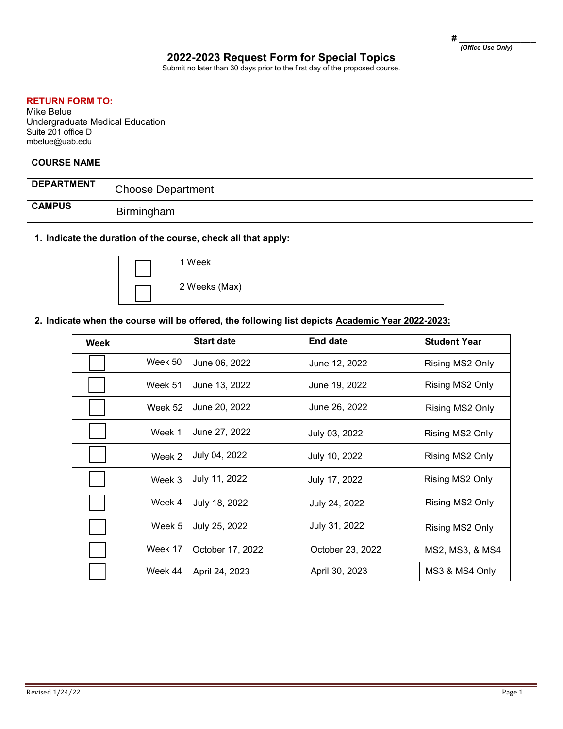# _______________
*(Office Use Only)*

## 2022-2023 Request Form for Special Topics

Submit no later than <u>30 days</u> prior to the first day of the proposed course.

**RETURN FORM TO:**
Mike Belue
Undergraduate Medical Education
Suite 201 office D
mbelue@uab.edu

| COURSE NAME | |
|---|---|
| **DEPARTMENT** | Choose Department |
| **CAMPUS** | Birmingham |

**1. Indicate the duration of the course, check all that apply:**

| | |
|---|---|
| ☐ | 1 Week |
| ☐ | 2 Weeks (Max) |

**2. Indicate when the course will be offered, the following list depicts <u>Academic Year 2022-2023:</u>**

| Week | Start date | End date | Student Year |
|---|---|---|---|
| ☐ Week 50 | June 06, 2022 | June 12, 2022 | Rising MS2 Only |
| ☐ Week 51 | June 13, 2022 | June 19, 2022 | Rising MS2 Only |
| ☐ Week 52 | June 20, 2022 | June 26, 2022 | Rising MS2 Only |
| ☐ Week 1 | June 27, 2022 | July 03, 2022 | Rising MS2 Only |
| ☐ Week 2 | July 04, 2022 | July 10, 2022 | Rising MS2 Only |
| ☐ Week 3 | July 11, 2022 | July 17, 2022 | Rising MS2 Only |
| ☐ Week 4 | July 18, 2022 | July 24, 2022 | Rising MS2 Only |
| ☐ Week 5 | July 25, 2022 | July 31, 2022 | Rising MS2 Only |
| ☐ Week 17 | October 17, 2022 | October 23, 2022 | MS2, MS3, & MS4 |
| ☐ Week 44 | April 24, 2023 | April 30, 2023 | MS3 & MS4 Only |

Revised 1/24/22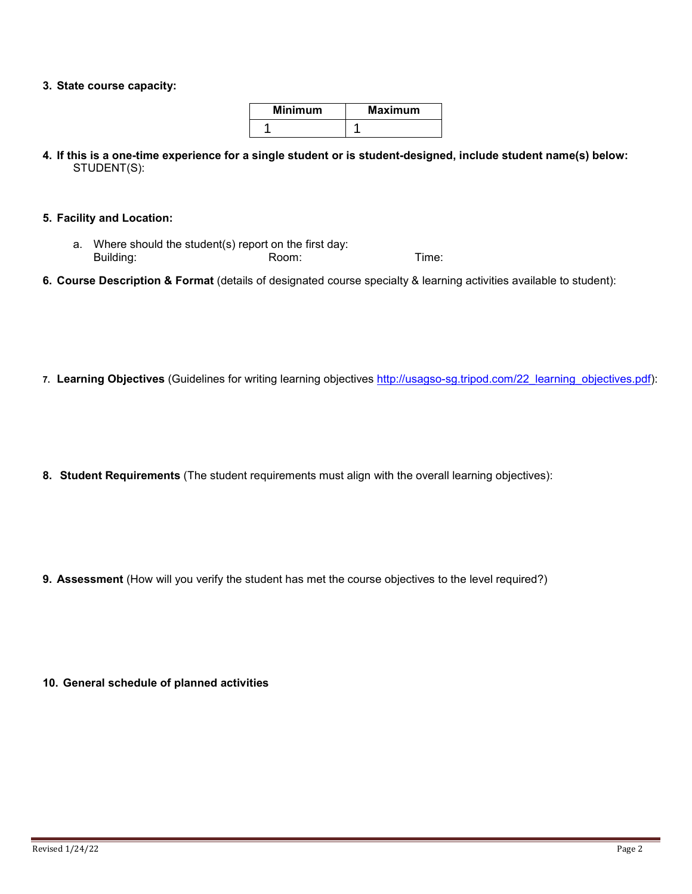**3. State course capacity:**

| Minimum | Maximum |
|---|---|
| 1 | 1 |

**4. If this is a one-time experience for a single student or is student-designed, include student name(s) below:**
STUDENT(S):

**5. Facility and Location:**

a. Where should the student(s) report on the first day:
Building: Room: Time:

**6. Course Description & Format** (details of designated course specialty & learning activities available to student):

**7. Learning Objectives** (Guidelines for writing learning objectives [http://usagso-sg.tripod.com/22_learning_objectives.pdf](http://usagso-sg.tripod.com/22_learning_objectives.pdf)):

**8. Student Requirements** (The student requirements must align with the overall learning objectives):

**9. Assessment** (How will you verify the student has met the course objectives to the level required?)

**10. General schedule of planned activities**

Revised 1/24/22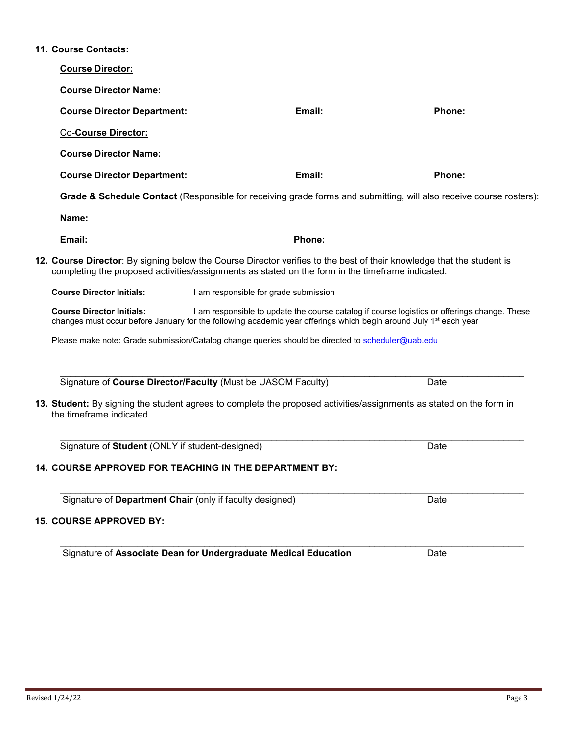**11. Course Contacts:**

**Course Director:**

**Course Director Name:**

**Course Director Department:** **Email:** **Phone:**

Co-**Course Director:**

**Course Director Name:**

**Course Director Department:** **Email:** **Phone:**

**Grade & Schedule Contact** (Responsible for receiving grade forms and submitting, will also receive course rosters):

**Name:**

**Email:** **Phone:**

**12. Course Director**: By signing below the Course Director verifies to the best of their knowledge that the student is completing the proposed activities/assignments as stated on the form in the timeframe indicated.

**Course Director Initials:** I am responsible for grade submission

**Course Director Initials:** I am responsible to update the course catalog if course logistics or offerings change. These changes must occur before January for the following academic year offerings which begin around July 1st each year

Please make note: Grade submission/Catalog change queries should be directed to scheduler@uab.edu

_______________________________________________________________________________

Signature of **Course Director/Faculty** (Must be UASOM Faculty) Date

**13. Student:** By signing the student agrees to complete the proposed activities/assignments as stated on the form in the timeframe indicated.

_______________________________________________________________________________

Signature of **Student** (ONLY if student-designed) Date

**14. COURSE APPROVED FOR TEACHING IN THE DEPARTMENT BY:**

_______________________________________________________________________________

Signature of **Department Chair** (only if faculty designed) Date

**15. COURSE APPROVED BY:**

_______________________________________________________________________________

Signature of **Associate Dean for Undergraduate Medical Education** Date

Revised 1/24/22